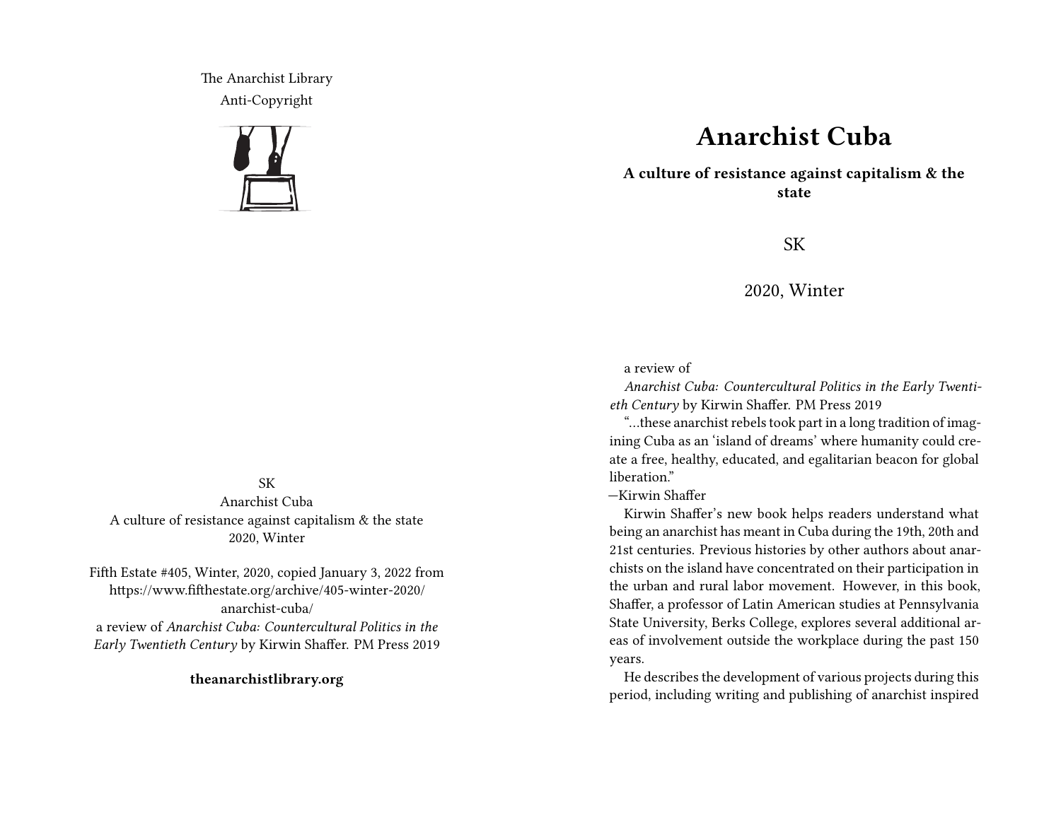The Anarchist Library
Anti-Copyright

SK
Anarchist Cuba
A culture of resistance against capitalism & the state
2020, Winter

Fifth Estate #405, Winter, 2020, copied January 3, 2022 from https://www.fifthestate.org/archive/405-winter-2020/anarchist-cuba/
a review of *Anarchist Cuba: Countercultural Politics in the Early Twentieth Century* by Kirwin Shaffer. PM Press 2019

**theanarchistlibrary.org**

# Anarchist Cuba

**A culture of resistance against capitalism & the state**

SK

2020, Winter

a review of

*Anarchist Cuba: Countercultural Politics in the Early Twentieth Century* by Kirwin Shaffer. PM Press 2019

"…these anarchist rebels took part in a long tradition of imagining Cuba as an 'island of dreams' where humanity could create a free, healthy, educated, and egalitarian beacon for global liberation."

—Kirwin Shaffer

Kirwin Shaffer's new book helps readers understand what being an anarchist has meant in Cuba during the 19th, 20th and 21st centuries. Previous histories by other authors about anarchists on the island have concentrated on their participation in the urban and rural labor movement. However, in this book, Shaffer, a professor of Latin American studies at Pennsylvania State University, Berks College, explores several additional areas of involvement outside the workplace during the past 150 years.

He describes the development of various projects during this period, including writing and publishing of anarchist inspired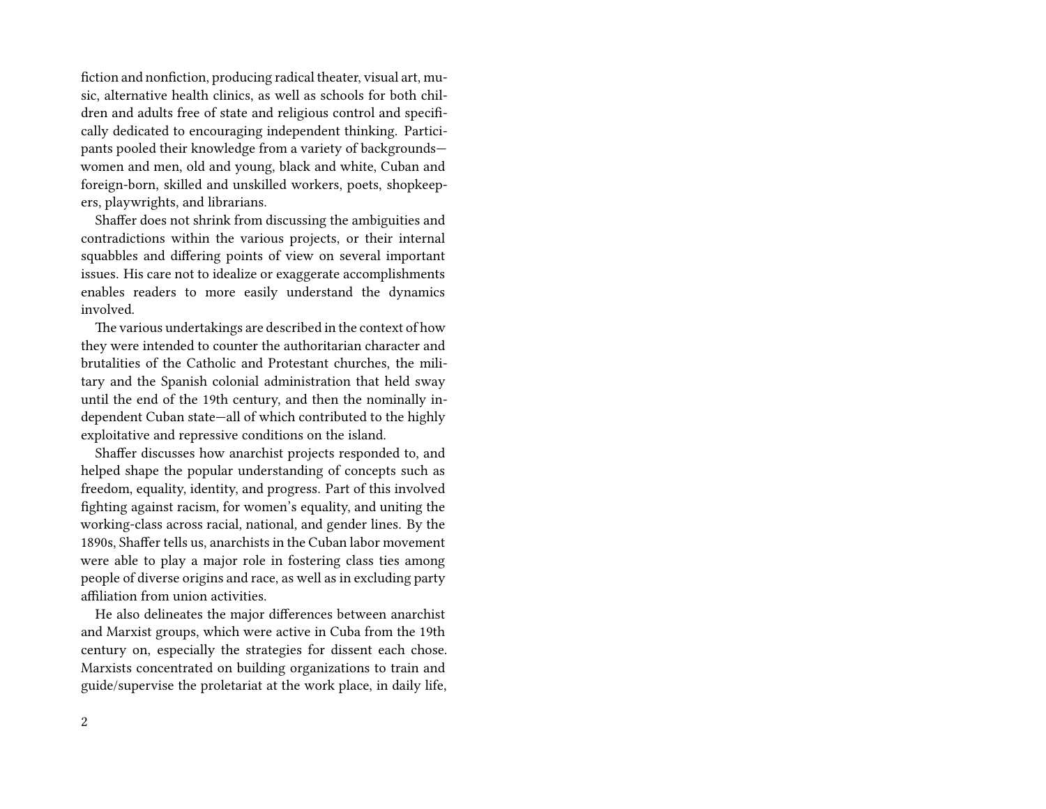fiction and nonfiction, producing radical theater, visual art, music, alternative health clinics, as well as schools for both children and adults free of state and religious control and specifically dedicated to encouraging independent thinking. Participants pooled their knowledge from a variety of backgrounds—women and men, old and young, black and white, Cuban and foreign-born, skilled and unskilled workers, poets, shopkeepers, playwrights, and librarians.

Shaffer does not shrink from discussing the ambiguities and contradictions within the various projects, or their internal squabbles and differing points of view on several important issues. His care not to idealize or exaggerate accomplishments enables readers to more easily understand the dynamics involved.

The various undertakings are described in the context of how they were intended to counter the authoritarian character and brutalities of the Catholic and Protestant churches, the military and the Spanish colonial administration that held sway until the end of the 19th century, and then the nominally independent Cuban state—all of which contributed to the highly exploitative and repressive conditions on the island.

Shaffer discusses how anarchist projects responded to, and helped shape the popular understanding of concepts such as freedom, equality, identity, and progress. Part of this involved fighting against racism, for women's equality, and uniting the working-class across racial, national, and gender lines. By the 1890s, Shaffer tells us, anarchists in the Cuban labor movement were able to play a major role in fostering class ties among people of diverse origins and race, as well as in excluding party affiliation from union activities.

He also delineates the major differences between anarchist and Marxist groups, which were active in Cuba from the 19th century on, especially the strategies for dissent each chose. Marxists concentrated on building organizations to train and guide/supervise the proletariat at the work place, in daily life,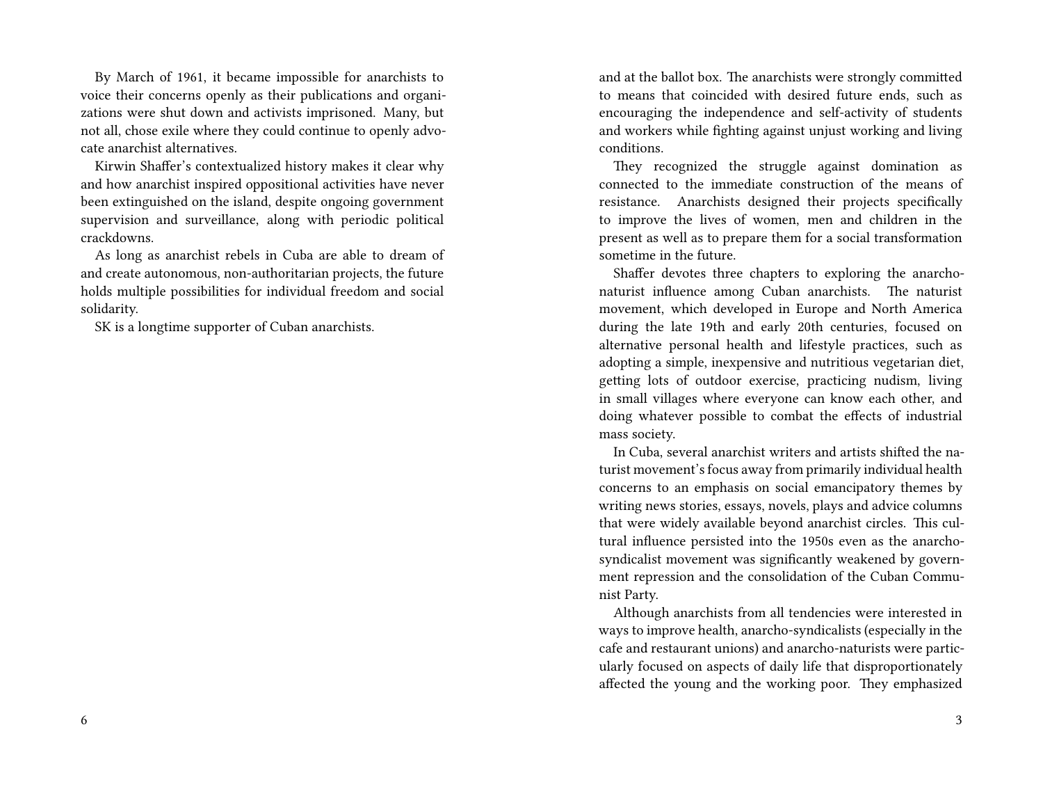By March of 1961, it became impossible for anarchists to voice their concerns openly as their publications and organizations were shut down and activists imprisoned. Many, but not all, chose exile where they could continue to openly advocate anarchist alternatives.

Kirwin Shaffer's contextualized history makes it clear why and how anarchist inspired oppositional activities have never been extinguished on the island, despite ongoing government supervision and surveillance, along with periodic political crackdowns.

As long as anarchist rebels in Cuba are able to dream of and create autonomous, non-authoritarian projects, the future holds multiple possibilities for individual freedom and social solidarity.

SK is a longtime supporter of Cuban anarchists.

and at the ballot box. The anarchists were strongly committed to means that coincided with desired future ends, such as encouraging the independence and self-activity of students and workers while fighting against unjust working and living conditions.

They recognized the struggle against domination as connected to the immediate construction of the means of resistance. Anarchists designed their projects specifically to improve the lives of women, men and children in the present as well as to prepare them for a social transformation sometime in the future.

Shaffer devotes three chapters to exploring the anarcho-naturist influence among Cuban anarchists. The naturist movement, which developed in Europe and North America during the late 19th and early 20th centuries, focused on alternative personal health and lifestyle practices, such as adopting a simple, inexpensive and nutritious vegetarian diet, getting lots of outdoor exercise, practicing nudism, living in small villages where everyone can know each other, and doing whatever possible to combat the effects of industrial mass society.

In Cuba, several anarchist writers and artists shifted the naturist movement's focus away from primarily individual health concerns to an emphasis on social emancipatory themes by writing news stories, essays, novels, plays and advice columns that were widely available beyond anarchist circles. This cultural influence persisted into the 1950s even as the anarcho-syndicalist movement was significantly weakened by government repression and the consolidation of the Cuban Communist Party.

Although anarchists from all tendencies were interested in ways to improve health, anarcho-syndicalists (especially in the cafe and restaurant unions) and anarcho-naturists were particularly focused on aspects of daily life that disproportionately affected the young and the working poor. They emphasized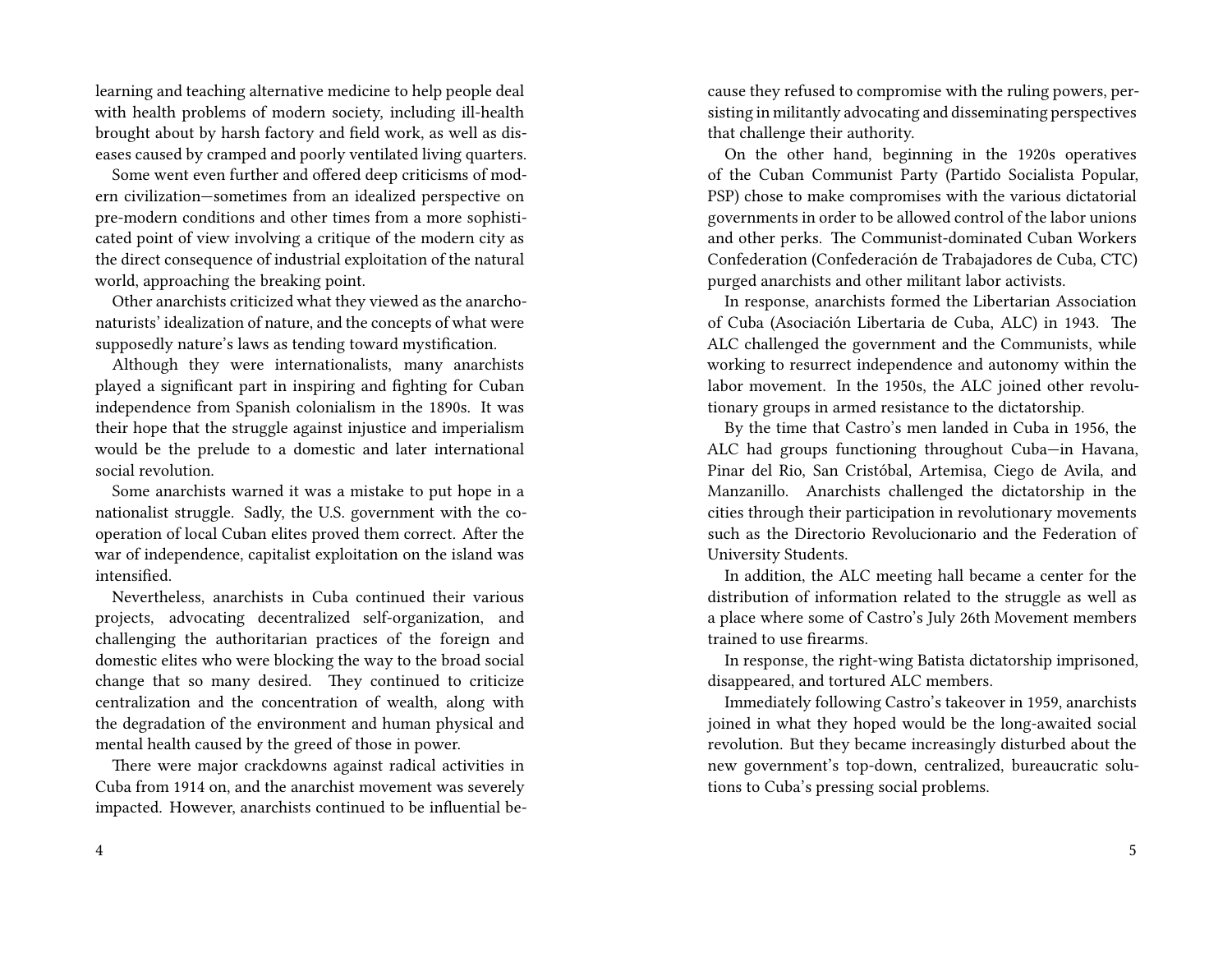learning and teaching alternative medicine to help people deal with health problems of modern society, including ill-health brought about by harsh factory and field work, as well as diseases caused by cramped and poorly ventilated living quarters.

Some went even further and offered deep criticisms of modern civilization—sometimes from an idealized perspective on pre-modern conditions and other times from a more sophisticated point of view involving a critique of the modern city as the direct consequence of industrial exploitation of the natural world, approaching the breaking point.

Other anarchists criticized what they viewed as the anarcho-naturists' idealization of nature, and the concepts of what were supposedly nature's laws as tending toward mystification.

Although they were internationalists, many anarchists played a significant part in inspiring and fighting for Cuban independence from Spanish colonialism in the 1890s. It was their hope that the struggle against injustice and imperialism would be the prelude to a domestic and later international social revolution.

Some anarchists warned it was a mistake to put hope in a nationalist struggle. Sadly, the U.S. government with the cooperation of local Cuban elites proved them correct. After the war of independence, capitalist exploitation on the island was intensified.

Nevertheless, anarchists in Cuba continued their various projects, advocating decentralized self-organization, and challenging the authoritarian practices of the foreign and domestic elites who were blocking the way to the broad social change that so many desired. They continued to criticize centralization and the concentration of wealth, along with the degradation of the environment and human physical and mental health caused by the greed of those in power.

There were major crackdowns against radical activities in Cuba from 1914 on, and the anarchist movement was severely impacted. However, anarchists continued to be influential because they refused to compromise with the ruling powers, persisting in militantly advocating and disseminating perspectives that challenge their authority.

On the other hand, beginning in the 1920s operatives of the Cuban Communist Party (Partido Socialista Popular, PSP) chose to make compromises with the various dictatorial governments in order to be allowed control of the labor unions and other perks. The Communist-dominated Cuban Workers Confederation (Confederación de Trabajadores de Cuba, CTC) purged anarchists and other militant labor activists.

In response, anarchists formed the Libertarian Association of Cuba (Asociación Libertaria de Cuba, ALC) in 1943. The ALC challenged the government and the Communists, while working to resurrect independence and autonomy within the labor movement. In the 1950s, the ALC joined other revolutionary groups in armed resistance to the dictatorship.

By the time that Castro's men landed in Cuba in 1956, the ALC had groups functioning throughout Cuba—in Havana, Pinar del Rio, San Cristóbal, Artemisa, Ciego de Avila, and Manzanillo. Anarchists challenged the dictatorship in the cities through their participation in revolutionary movements such as the Directorio Revolucionario and the Federation of University Students.

In addition, the ALC meeting hall became a center for the distribution of information related to the struggle as well as a place where some of Castro's July 26th Movement members trained to use firearms.

In response, the right-wing Batista dictatorship imprisoned, disappeared, and tortured ALC members.

Immediately following Castro's takeover in 1959, anarchists joined in what they hoped would be the long-awaited social revolution. But they became increasingly disturbed about the new government's top-down, centralized, bureaucratic solutions to Cuba's pressing social problems.